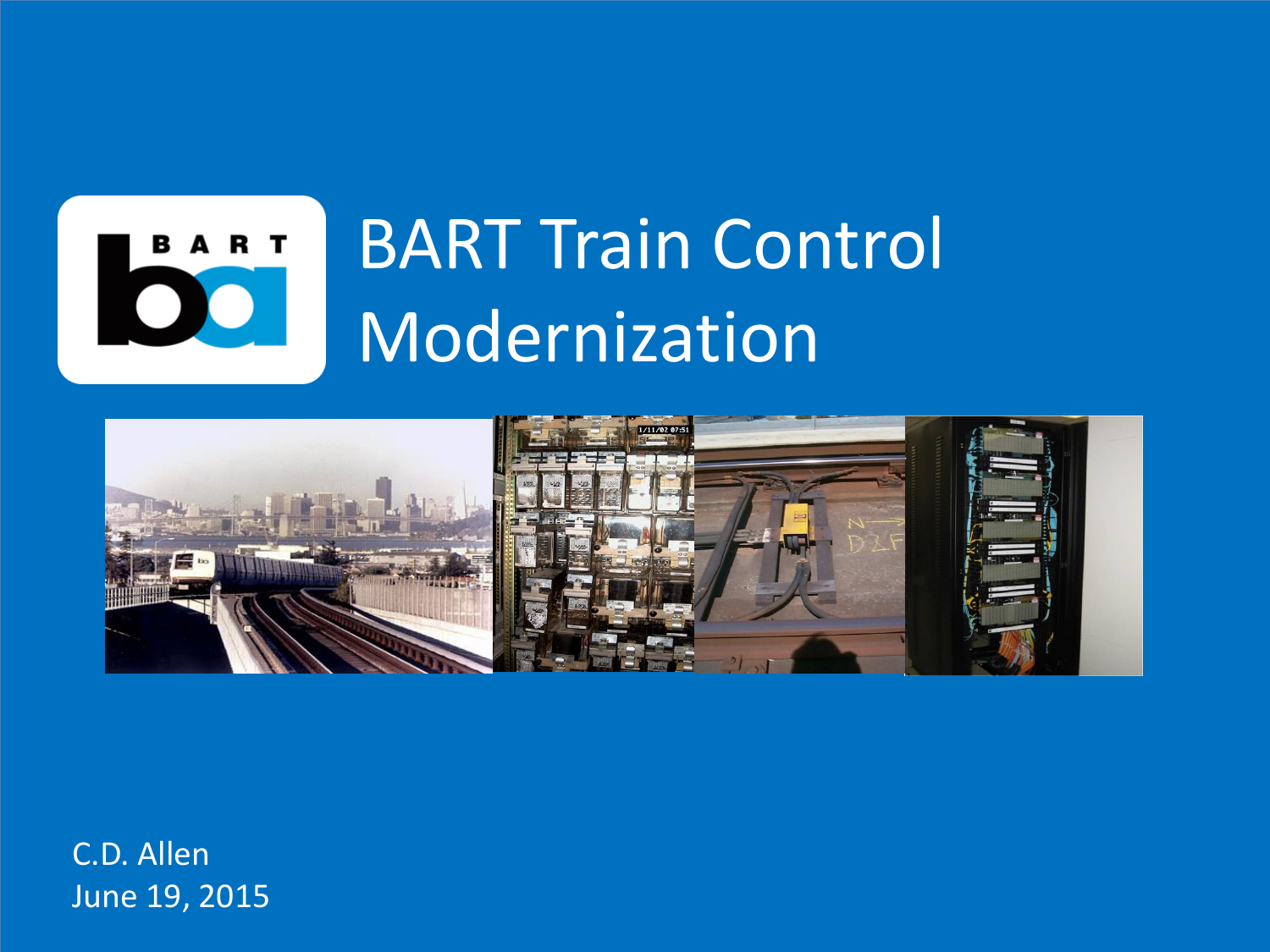# BART Train Control Modernization

C.D. Allen
June 19, 2015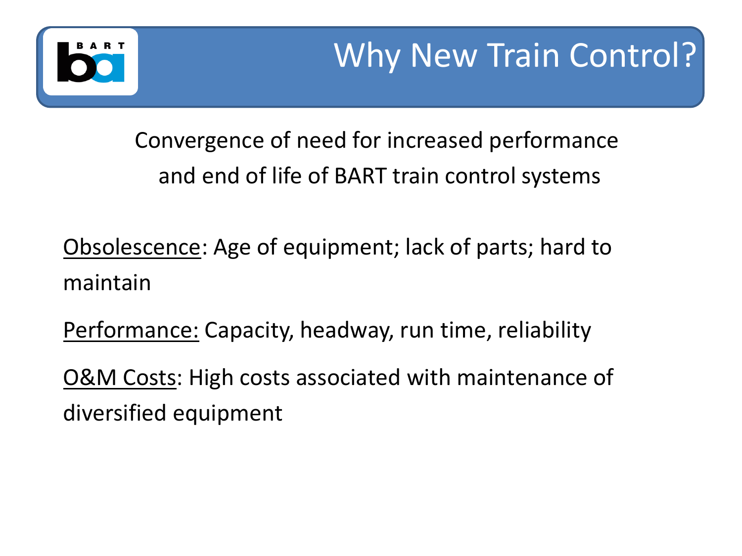# Why New Train Control?

Convergence of need for increased performance and end of life of BART train control systems

<u>Obsolescence</u>: Age of equipment; lack of parts; hard to maintain

<u>Performance:</u> Capacity, headway, run time, reliability

<u>O&M Costs</u>: High costs associated with maintenance of diversified equipment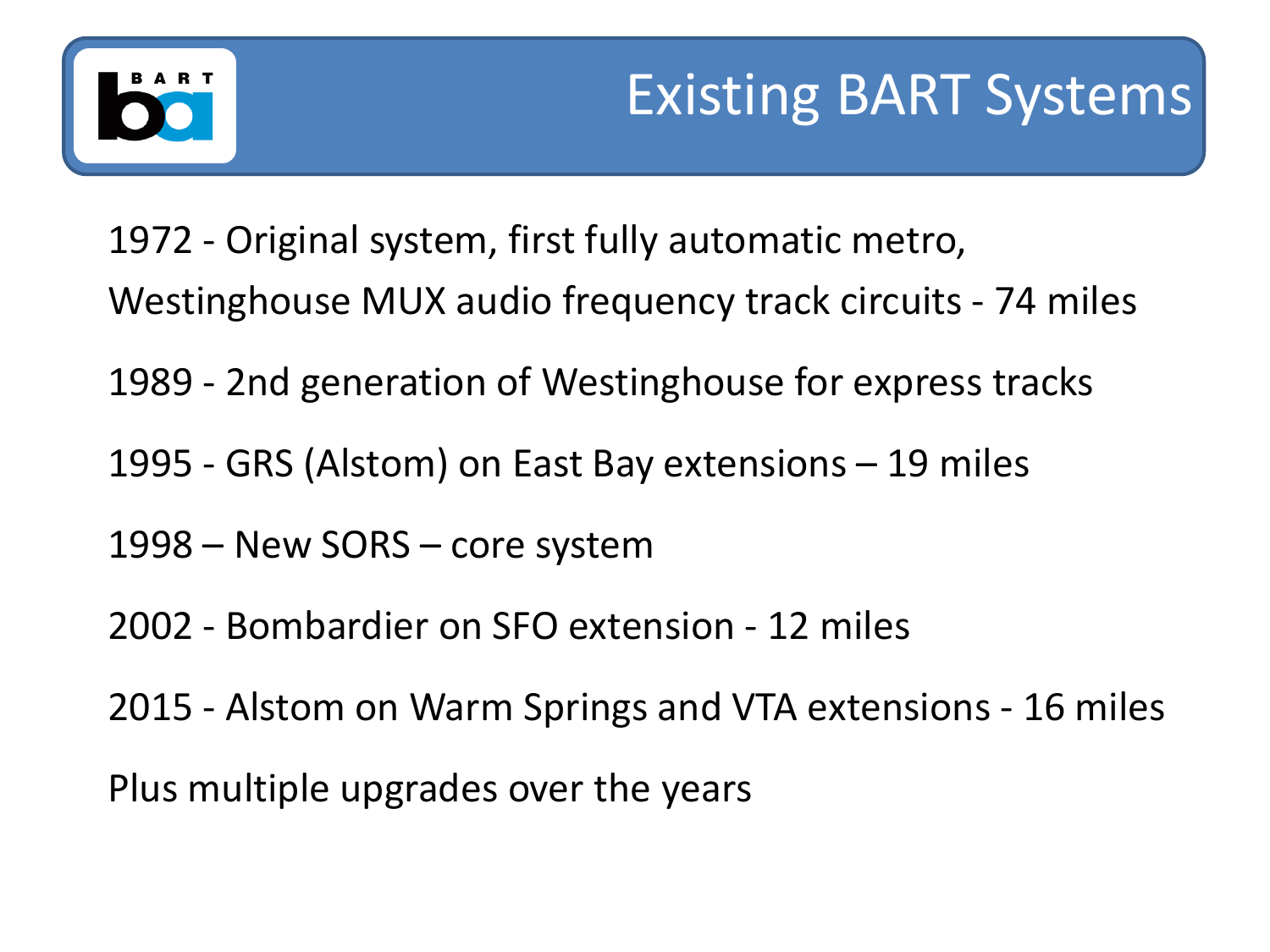# Existing BART Systems

1972 - Original system, first fully automatic metro, Westinghouse MUX audio frequency track circuits - 74 miles

1989 - 2nd generation of Westinghouse for express tracks

1995 - GRS (Alstom) on East Bay extensions – 19 miles

1998 – New SORS – core system

2002 - Bombardier on SFO extension - 12 miles

2015 - Alstom on Warm Springs and VTA extensions - 16 miles

Plus multiple upgrades over the years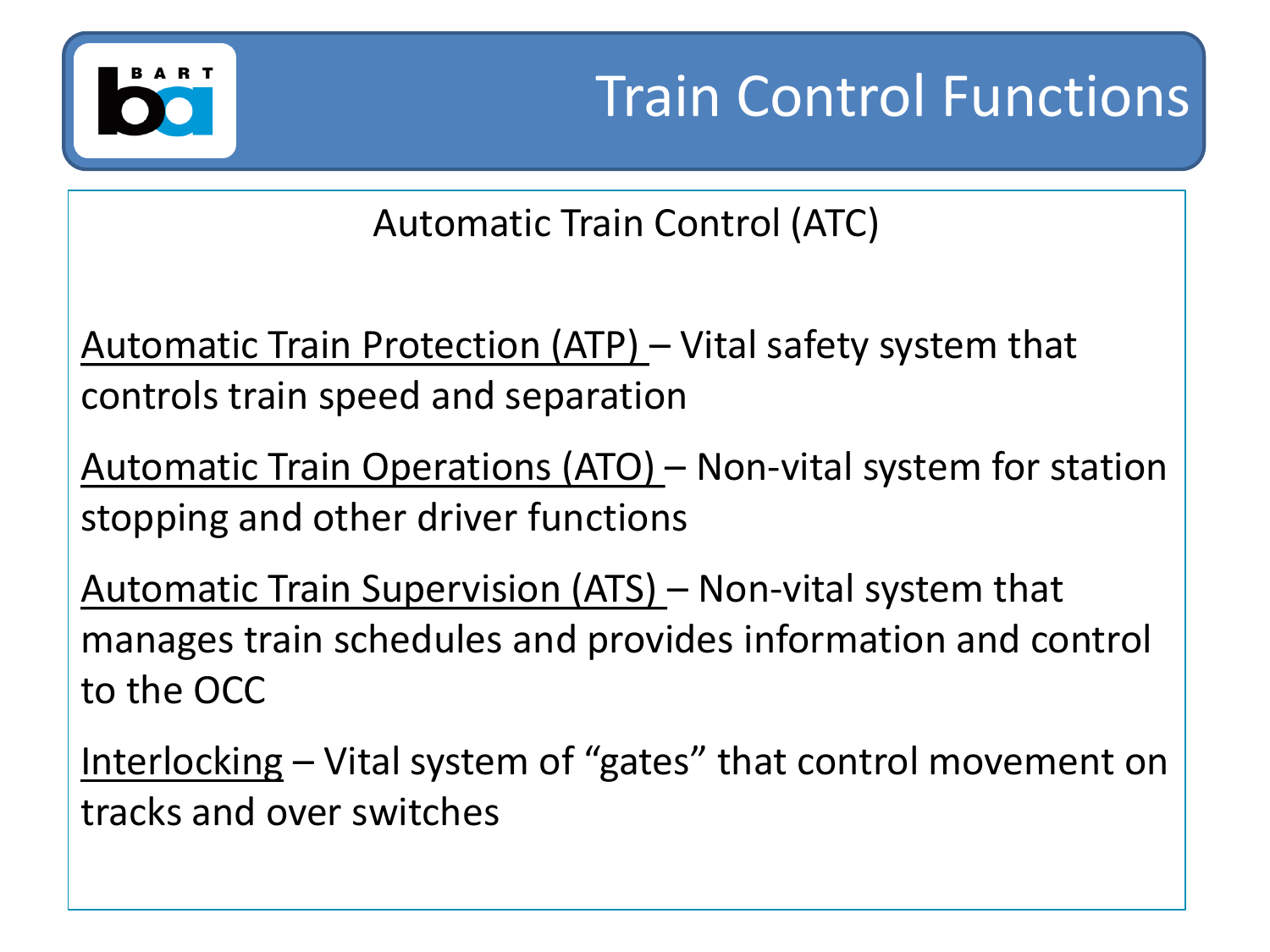# Train Control Functions

## Automatic Train Control (ATC)

Automatic Train Protection (ATP) – Vital safety system that controls train speed and separation

Automatic Train Operations (ATO) – Non-vital system for station stopping and other driver functions

Automatic Train Supervision (ATS) – Non-vital system that manages train schedules and provides information and control to the OCC

Interlocking – Vital system of "gates" that control movement on tracks and over switches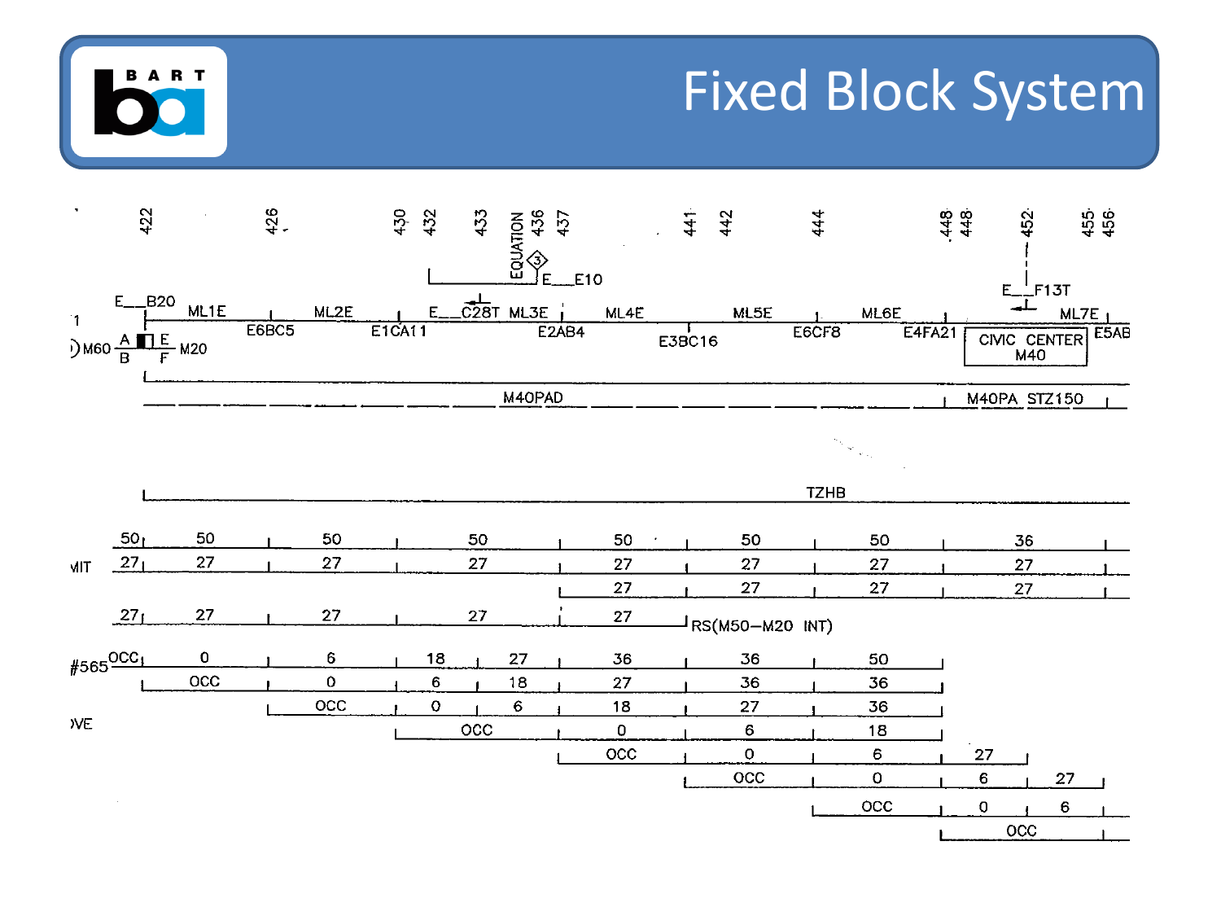# Fixed Block System

422 426 430 432 433 EQUATION 436 437 441 442 444 448 448 452 455 456

E__E10

E__B20 ML1E ML2E E__C28T ML3E ML4E ML5E ML6E E__F13T ML7E

E6BC5 E1CA11 E2AB4 E3BC16 E6CF8 E4FA21 E5AB

M60 A B E F M20

CIVIC CENTER M40

M40PAD

M40PA STZ150

TZHB

MIT

| 50 | 50 | 50 | 50 | 50 | 50 | 50 | 36 |
|---|---|---|---|---|---|---|---|
| 27 | 27 | 27 | 27 | 27 | 27 | 27 | 27 |
| | | | | 27 | 27 | 27 | 27 |

| 27 | 27 | 27 | 27 | 27 | RS(M50–M20 INT) |
|---|---|---|---|---|---|

#565

OVE

| OCC | 0 | 6 | 18 | 27 | 36 | 36 | 50 | | |
|---|---|---|---|---|---|---|---|---|---|
| | OCC | 0 | 6 | 18 | 27 | 36 | 36 | | |
| | | OCC | 0 | 6 | 18 | 27 | 36 | | |
| | | | OCC | | 0 | 6 | 18 | | |
| | | | | | OCC | 0 | 6 | 27 | |
| | | | | | | OCC | 0 | 6 | 27 |
| | | | | | | | OCC | 0 | 6 |
| | | | | | | | | OCC | |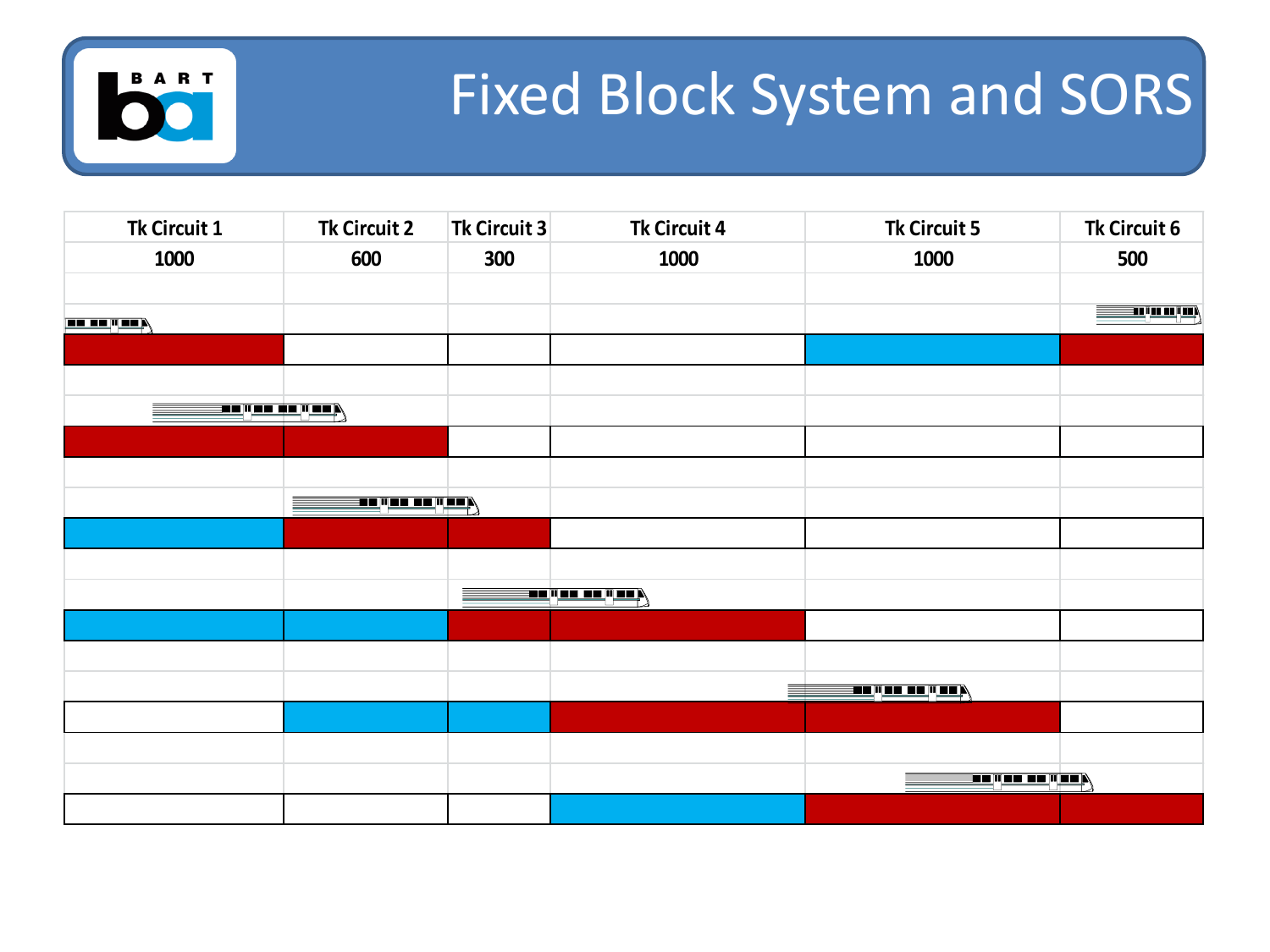# Fixed Block System and SORS

| Tk Circuit 1 | Tk Circuit 2 | Tk Circuit 3 | Tk Circuit 4 | Tk Circuit 5 | Tk Circuit 6 |
|---|---|---|---|---|---|
| 1000 | 600 | 300 | 1000 | 1000 | 500 |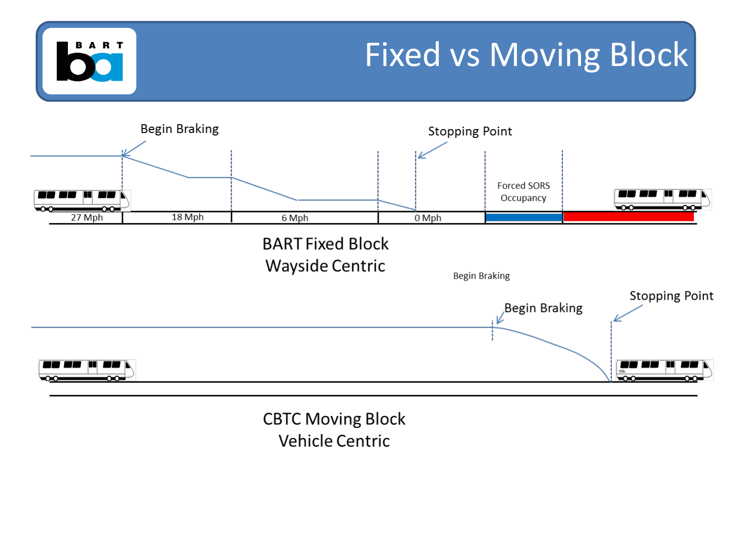# Fixed vs Moving Block

Begin Braking

Stopping Point

Forced SORS Occupancy

27 Mph

18 Mph

6 Mph

0 Mph

BART Fixed Block
Wayside Centric

Begin Braking

Begin Braking

Stopping Point

CBTC Moving Block
Vehicle Centric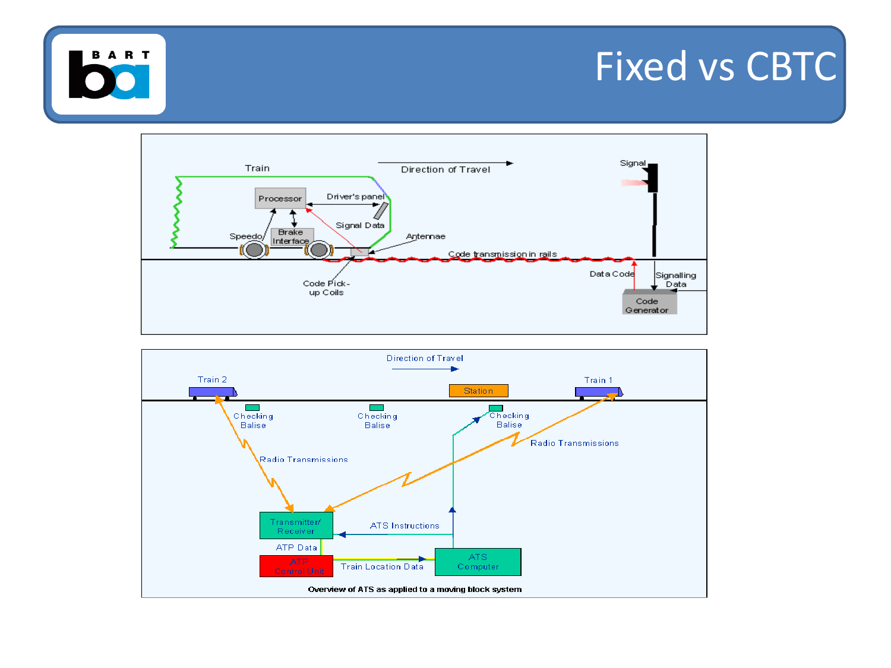# Fixed vs CBTC

Train

Direction of Travel

Signal

Processor

Driver's panel

Signal Data

Brake Interface

Speedo

Antennae

Code transmission in rails

Code Pick-up Coils

Data Code

Signalling Data

Code Generator

Direction of Travel

Train 2

Station

Train 1

Checking Balise

Checking Balise

Checking Balise

Radio Transmissions

Radio Transmissions

Transmitter/ Receiver

ATS Instructions

ATP Data

ATP Control Unit

Train Location Data

ATS Computer

**Overview of ATS as applied to a moving block system**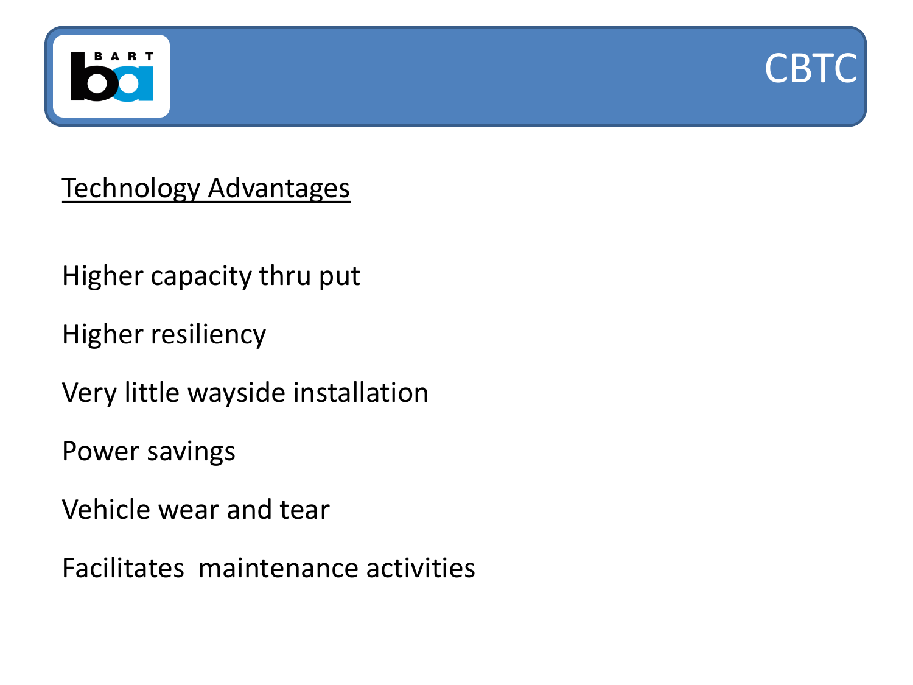# CBTC

## Technology Advantages

Higher capacity thru put

Higher resiliency

Very little wayside installation

Power savings

Vehicle wear and tear

Facilitates maintenance activities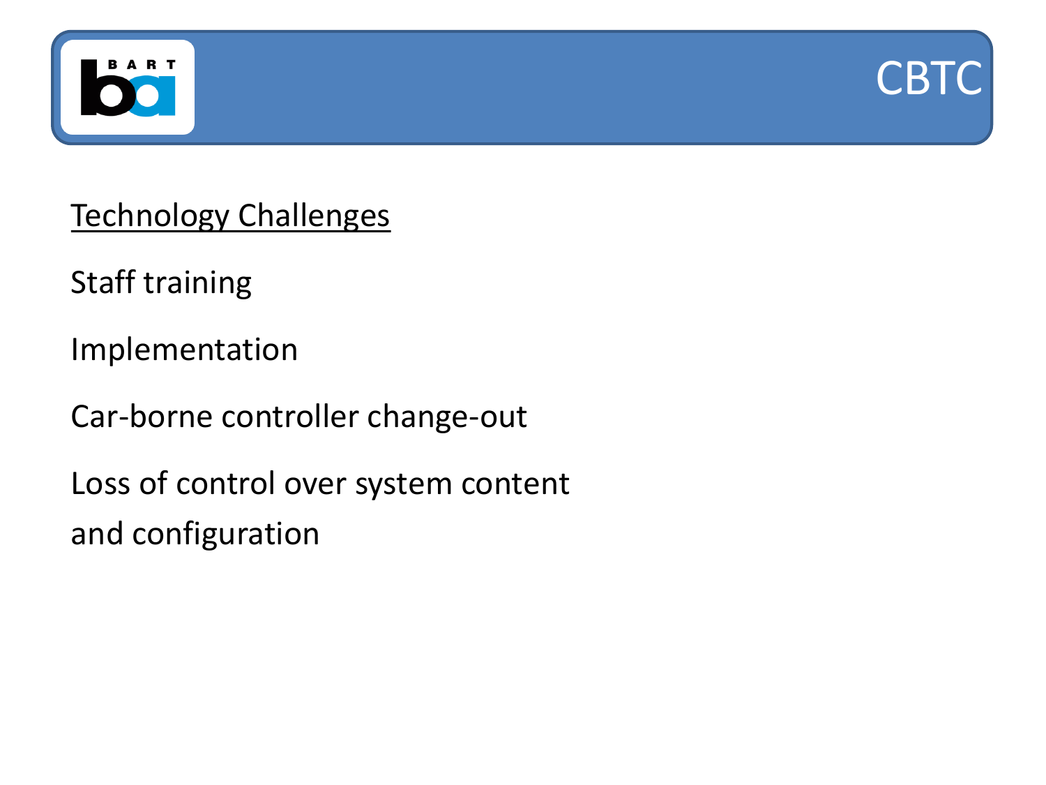# CBTC

## Technology Challenges

Staff training

Implementation

Car-borne controller change-out

Loss of control over system content and configuration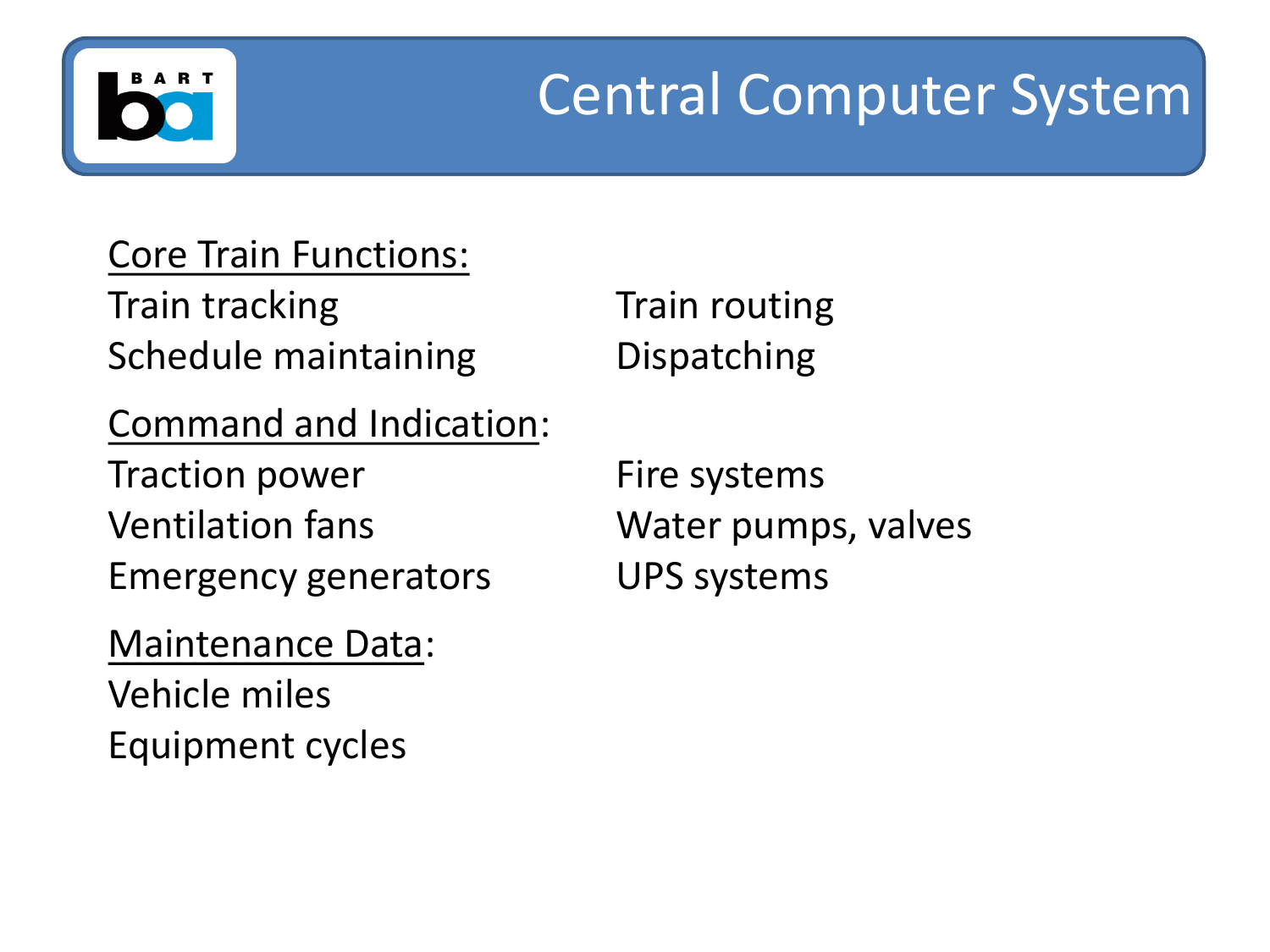# Central Computer System

<u>Core Train Functions:</u>

- Train tracking
- Schedule maintaining
- Train routing
- Dispatching

<u>Command and Indication</u>:

- Traction power
- Ventilation fans
- Emergency generators
- Fire systems
- Water pumps, valves
- UPS systems

<u>Maintenance Data</u>:

- Vehicle miles
- Equipment cycles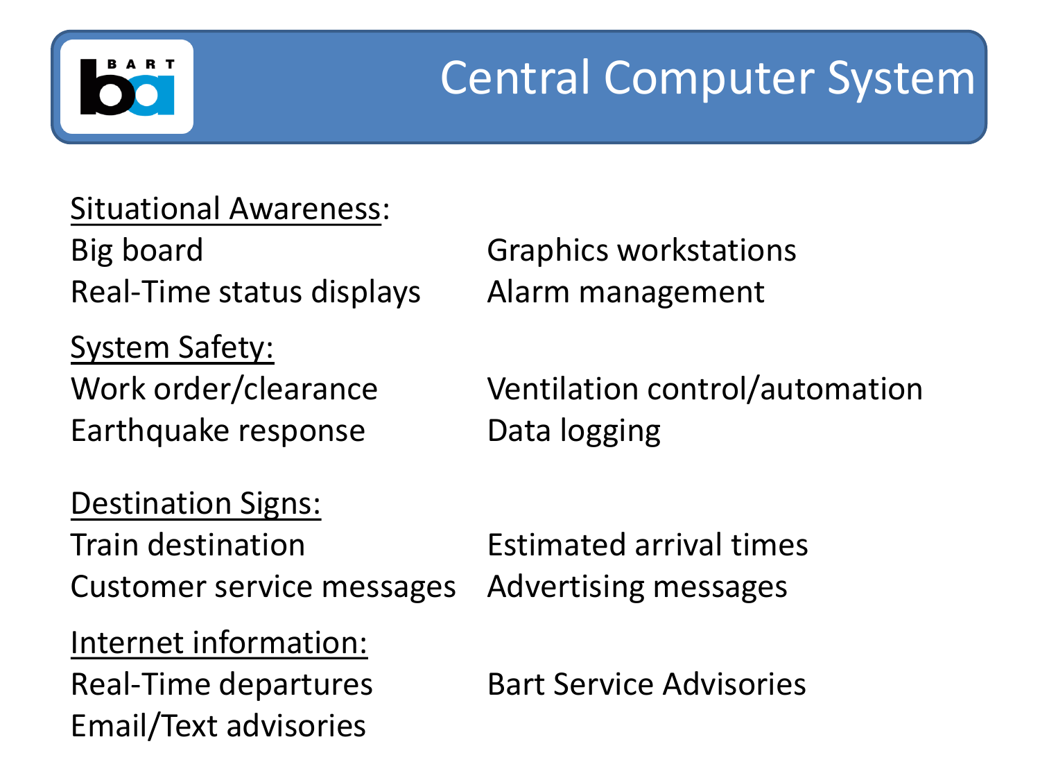# Central Computer System

<u>Situational Awareness</u>:

- Big board
- Real-Time status displays
- Graphics workstations
- Alarm management

<u>System Safety:</u>

- Work order/clearance
- Earthquake response
- Ventilation control/automation
- Data logging

<u>Destination Signs:</u>

- Train destination
- Customer service messages
- Estimated arrival times
- Advertising messages

<u>Internet information:</u>

- Real-Time departures
- Email/Text advisories
- Bart Service Advisories